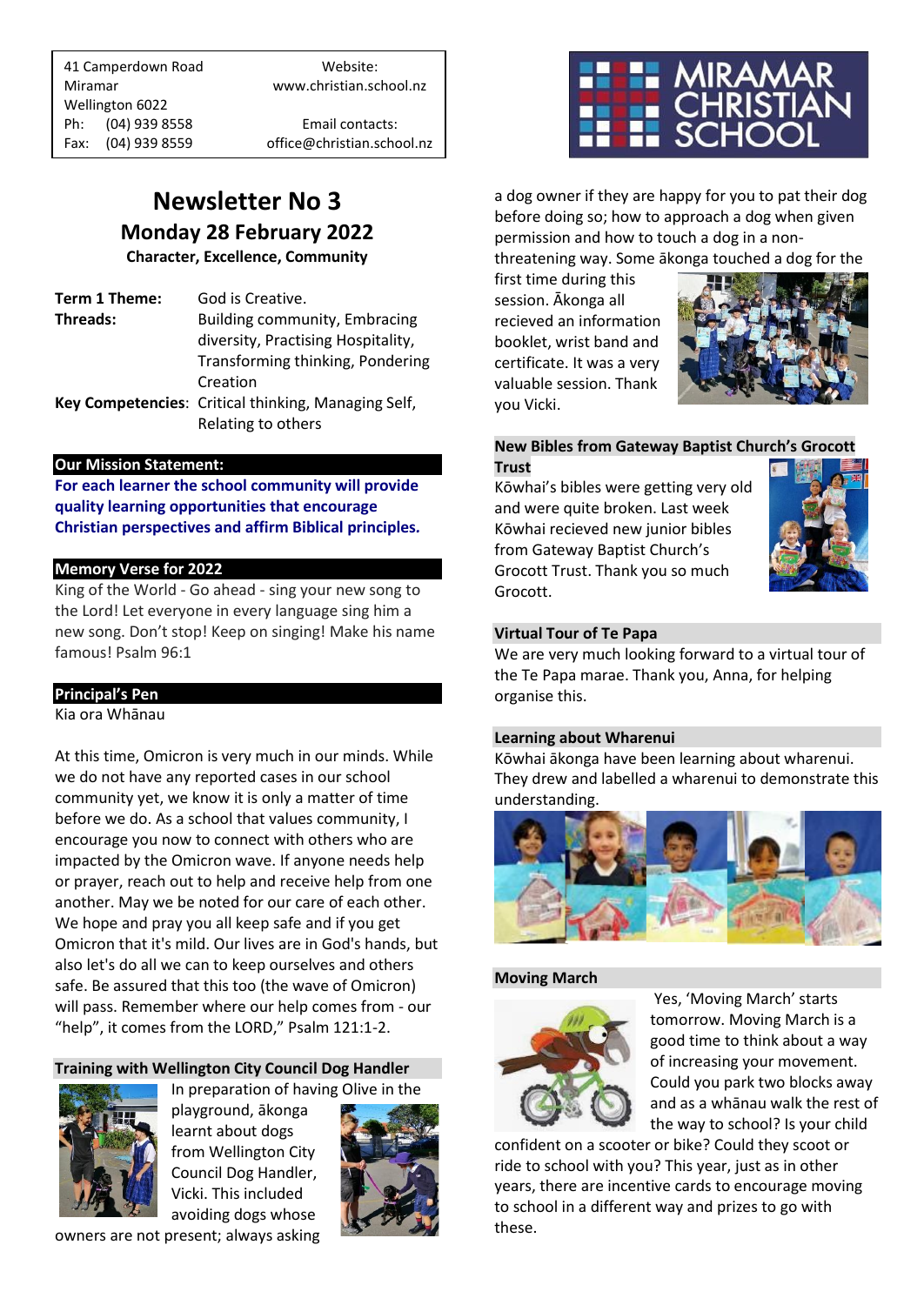41 Camperdown Road
Miramar
Wellington 6022
Ph: (04) 939 8558
Fax: (04) 939 8559

Website:
www.christian.school.nz

Email contacts:
office@christian.school.nz

# Newsletter No 3

## Monday 28 February 2022

**Character, Excellence, Community**

| | |
|---|---|
| **Term 1 Theme:** | God is Creative. |
| **Threads:** | Building community, Embracing diversity, Practising Hospitality, Transforming thinking, Pondering Creation |
| **Key Competencies**: | Critical thinking, Managing Self, Relating to others |

### Our Mission Statement:

**For each learner the school community will provide quality learning opportunities that encourage Christian perspectives and affirm Biblical principles.**

### Memory Verse for 2022

King of the World - Go ahead - sing your new song to the Lord! Let everyone in every language sing him a new song. Don't stop! Keep on singing! Make his name famous! Psalm 96:1

### Principal's Pen

Kia ora Whānau

At this time, Omicron is very much in our minds. While we do not have any reported cases in our school community yet, we know it is only a matter of time before we do. As a school that values community, I encourage you now to connect with others who are impacted by the Omicron wave. If anyone needs help or prayer, reach out to help and receive help from one another. May we be noted for our care of each other. We hope and pray you all keep safe and if you get Omicron that it's mild. Our lives are in God's hands, but also let's do all we can to keep ourselves and others safe. Be assured that this too (the wave of Omicron) will pass. Remember where our help comes from - our "help", it comes from the LORD," Psalm 121:1-2.

### Training with Wellington City Council Dog Handler

In preparation of having Olive in the playground, ākonga learnt about dogs from Wellington City Council Dog Handler, Vicki. This included avoiding dogs whose owners are not present; always asking a dog owner if they are happy for you to pat their dog before doing so; how to approach a dog when given permission and how to touch a dog in a non-threatening way. Some ākonga touched a dog for the first time during this session. Ākonga all recieved an information booklet, wrist band and certificate. It was a very valuable session. Thank you Vicki.

### New Bibles from Gateway Baptist Church's Grocott Trust

Kōwhai's bibles were getting very old and were quite broken. Last week Kōwhai recieved new junior bibles from Gateway Baptist Church's Grocott Trust. Thank you so much Grocott.

### Virtual Tour of Te Papa

We are very much looking forward to a virtual tour of the Te Papa marae. Thank you, Anna, for helping organise this.

### Learning about Wharenui

Kōwhai ākonga have been learning about wharenui. They drew and labelled a wharenui to demonstrate this understanding.

### Moving March

Yes, 'Moving March' starts tomorrow. Moving March is a good time to think about a way of increasing your movement. Could you park two blocks away and as a whānau walk the rest of the way to school? Is your child confident on a scooter or bike? Could they scoot or ride to school with you? This year, just as in other years, there are incentive cards to encourage moving to school in a different way and prizes to go with these.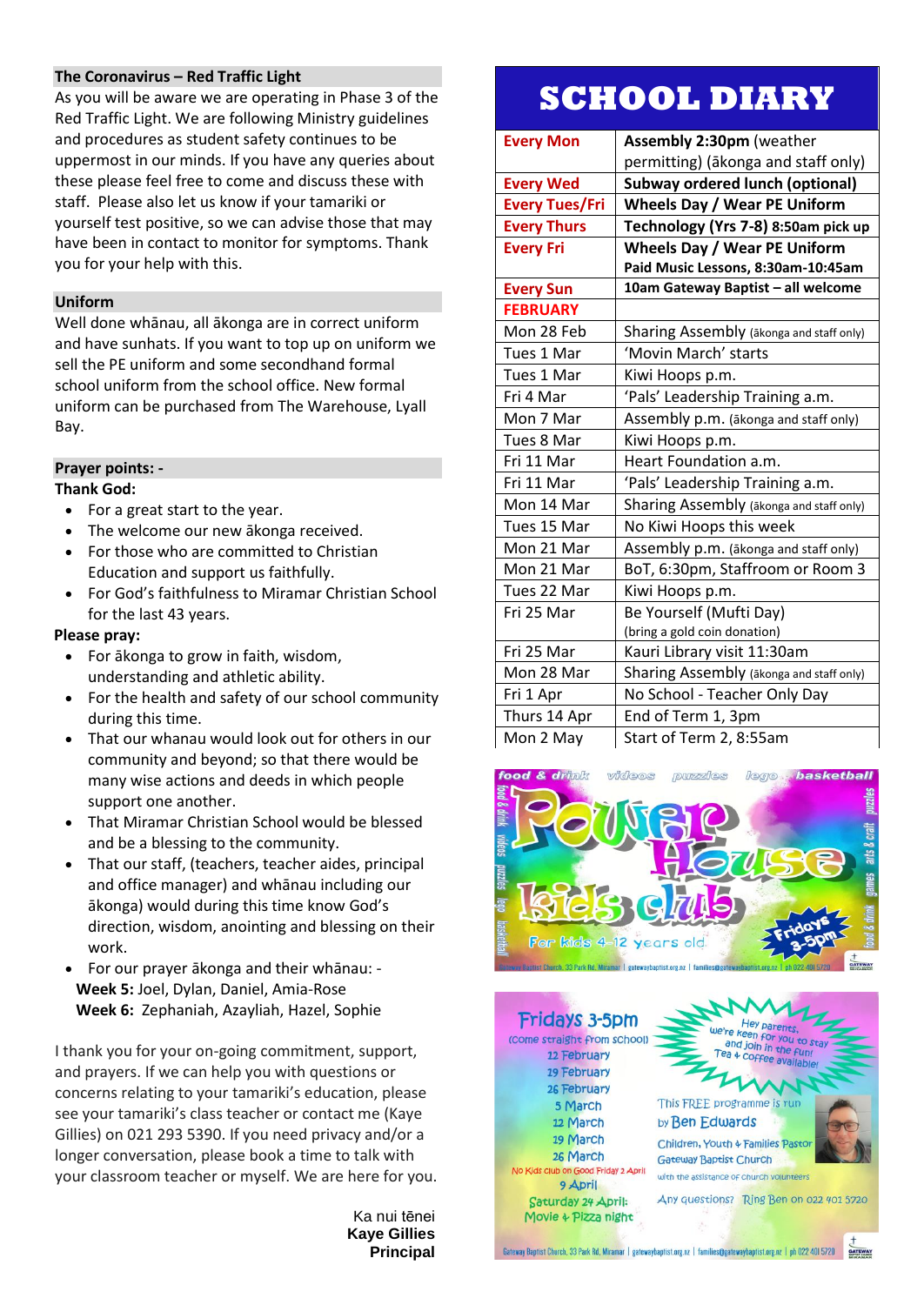## The Coronavirus – Red Traffic Light

As you will be aware we are operating in Phase 3 of the Red Traffic Light. We are following Ministry guidelines and procedures as student safety continues to be uppermost in our minds. If you have any queries about these please feel free to come and discuss these with staff. Please also let us know if your tamariki or yourself test positive, so we can advise those that may have been in contact to monitor for symptoms. Thank you for your help with this.

## Uniform

Well done whānau, all ākonga are in correct uniform and have sunhats. If you want to top up on uniform we sell the PE uniform and some secondhand formal school uniform from the school office. New formal uniform can be purchased from The Warehouse, Lyall Bay.

## Prayer points: -

**Thank God:**

- For a great start to the year.
- The welcome our new ākonga received.
- For those who are committed to Christian Education and support us faithfully.
- For God's faithfulness to Miramar Christian School for the last 43 years.

**Please pray:**

- For ākonga to grow in faith, wisdom, understanding and athletic ability.
- For the health and safety of our school community during this time.
- That our whanau would look out for others in our community and beyond; so that there would be many wise actions and deeds in which people support one another.
- That Miramar Christian School would be blessed and be a blessing to the community.
- That our staff, (teachers, teacher aides, principal and office manager) and whānau including our ākonga) would during this time know God's direction, wisdom, anointing and blessing on their work.
- For our prayer ākonga and their whānau: -
  **Week 5:** Joel, Dylan, Daniel, Amia-Rose
  **Week 6:** Zephaniah, Azayliah, Hazel, Sophie

I thank you for your on-going commitment, support, and prayers. If we can help you with questions or concerns relating to your tamariki's education, please see your tamariki's class teacher or contact me (Kaye Gillies) on 021 293 5390. If you need privacy and/or a longer conversation, please book a time to talk with your classroom teacher or myself. We are here for you.

Ka nui tēnei
**Kaye Gillies**
**Principal**

# SCHOOL DIARY

| | |
|---|---|
| **Every Mon** | **Assembly 2:30pm** (weather permitting) (ākonga and staff only) |
| **Every Wed** | **Subway ordered lunch (optional)** |
| **Every Tues/Fri** | **Wheels Day / Wear PE Uniform** |
| **Every Thurs** | **Technology (Yrs 7-8) 8:50am pick up** |
| **Every Fri** | **Wheels Day / Wear PE Uniform** **Paid Music Lessons, 8:30am-10:45am** |
| **Every Sun** | **10am Gateway Baptist – all welcome** |
| **FEBRUARY** | |
| Mon 28 Feb | Sharing Assembly (ākonga and staff only) |
| Tues 1 Mar | 'Movin March' starts |
| Tues 1 Mar | Kiwi Hoops p.m. |
| Fri 4 Mar | 'Pals' Leadership Training a.m. |
| Mon 7 Mar | Assembly p.m. (ākonga and staff only) |
| Tues 8 Mar | Kiwi Hoops p.m. |
| Fri 11 Mar | Heart Foundation a.m. |
| Fri 11 Mar | 'Pals' Leadership Training a.m. |
| Mon 14 Mar | Sharing Assembly (ākonga and staff only) |
| Tues 15 Mar | No Kiwi Hoops this week |
| Mon 21 Mar | Assembly p.m. (ākonga and staff only) |
| Mon 21 Mar | BoT, 6:30pm, Staffroom or Room 3 |
| Tues 22 Mar | Kiwi Hoops p.m. |
| Fri 25 Mar | Be Yourself (Mufti Day) (bring a gold coin donation) |
| Fri 25 Mar | Kauri Library visit 11:30am |
| Mon 28 Mar | Sharing Assembly (ākonga and staff only) |
| Fri 1 Apr | No School - Teacher Only Day |
| Thurs 14 Apr | End of Term 1, 3pm |
| Mon 2 May | Start of Term 2, 8:55am |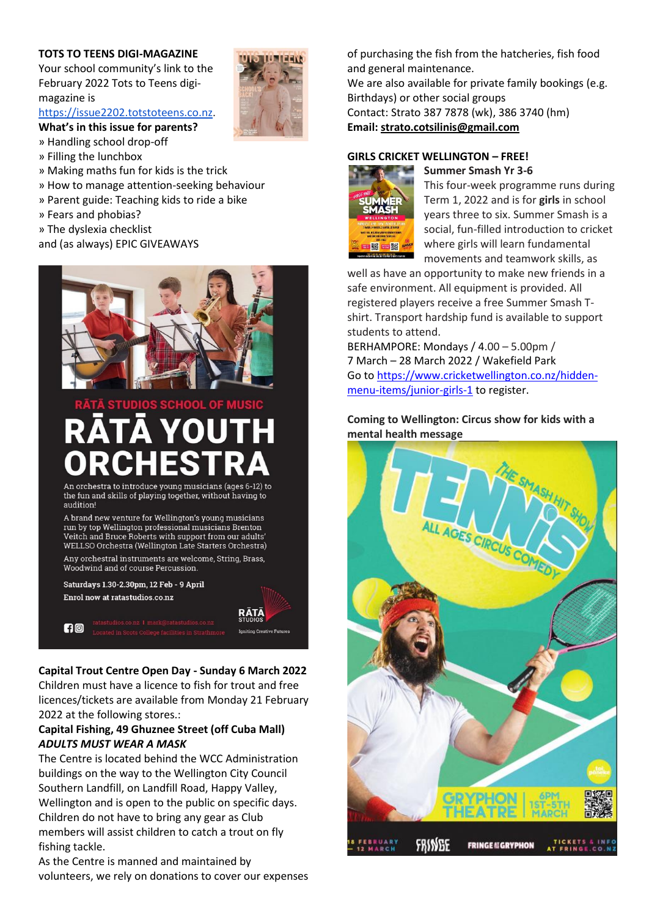**TOTS TO TEENS DIGI-MAGAZINE**

Your school community's link to the February 2022 Tots to Teens digi-magazine is https://issue2202.totstoteens.co.nz.

**What's in this issue for parents?**

» Handling school drop-off
» Filling the lunchbox
» Making maths fun for kids is the trick
» How to manage attention-seeking behaviour
» Parent guide: Teaching kids to ride a bike
» Fears and phobias?
» The dyslexia checklist
and (as always) EPIC GIVEAWAYS

RĀTĀ STUDIOS SCHOOL OF MUSIC

# RĀTĀ YOUTH ORCHESTRA

An orchestra to introduce young musicians (ages 6-12) to the fun and skills of playing together, without having to audition!

A brand new venture for Wellington's young musicians run by top Wellington professional musicians Brenton Veitch and Bruce Roberts with support from our adults' WELLSO Orchestra (Wellington Late Starters Orchestra)

Any orchestral instruments are welcome, String, Brass, Woodwind and of course Percussion.

**Saturdays 1.30-2.30pm, 12 Feb - 9 April**
**Enrol now at ratastudios.co.nz**

ratastudios.co.nz | mark@ratastudios.co.nz
Located in Scots College facilities in Strathmore

RĀTĀ STUDIOS — Igniting Creative Futures

**Capital Trout Centre Open Day - Sunday 6 March 2022**

Children must have a licence to fish for trout and free licences/tickets are available from Monday 21 February 2022 at the following stores.:

**Capital Fishing, 49 Ghuznee Street (off Cuba Mall)**
***ADULTS MUST WEAR A MASK***

The Centre is located behind the WCC Administration buildings on the way to the Wellington City Council Southern Landfill, on Landfill Road, Happy Valley, Wellington and is open to the public on specific days. Children do not have to bring any gear as Club members will assist children to catch a trout on fly fishing tackle.

As the Centre is manned and maintained by volunteers, we rely on donations to cover our expenses of purchasing the fish from the hatcheries, fish food and general maintenance.

We are also available for private family bookings (e.g. Birthdays) or other social groups

Contact: Strato 387 7878 (wk), 386 3740 (hm)

**Email: strato.cotsilinis@gmail.com**

**GIRLS CRICKET WELLINGTON – FREE!**

**Summer Smash Yr 3-6**

This four-week programme runs during Term 1, 2022 and is for **girls** in school years three to six. Summer Smash is a social, fun-filled introduction to cricket where girls will learn fundamental movements and teamwork skills, as well as have an opportunity to make new friends in a safe environment. All equipment is provided. All registered players receive a free Summer Smash T-shirt. Transport hardship fund is available to support students to attend.

BERHAMPORE: Mondays / 4.00 – 5.00pm / 7 March – 28 March 2022 / Wakefield Park

Go to https://www.cricketwellington.co.nz/hidden-menu-items/junior-girls-1 to register.

**Coming to Wellington: Circus show for kids with a mental health message**

TENNIS — THE SMASH HIT SHOW — ALL AGES CIRCUS COMEDY

GRYPHON THEATRE | 6PM 1ST-5TH MARCH

18 FEBRUARY – 12 MARCH | FRINGE | FRINGE AT GRYPHON | TICKETS & INFO AT FRINGE.CO.NZ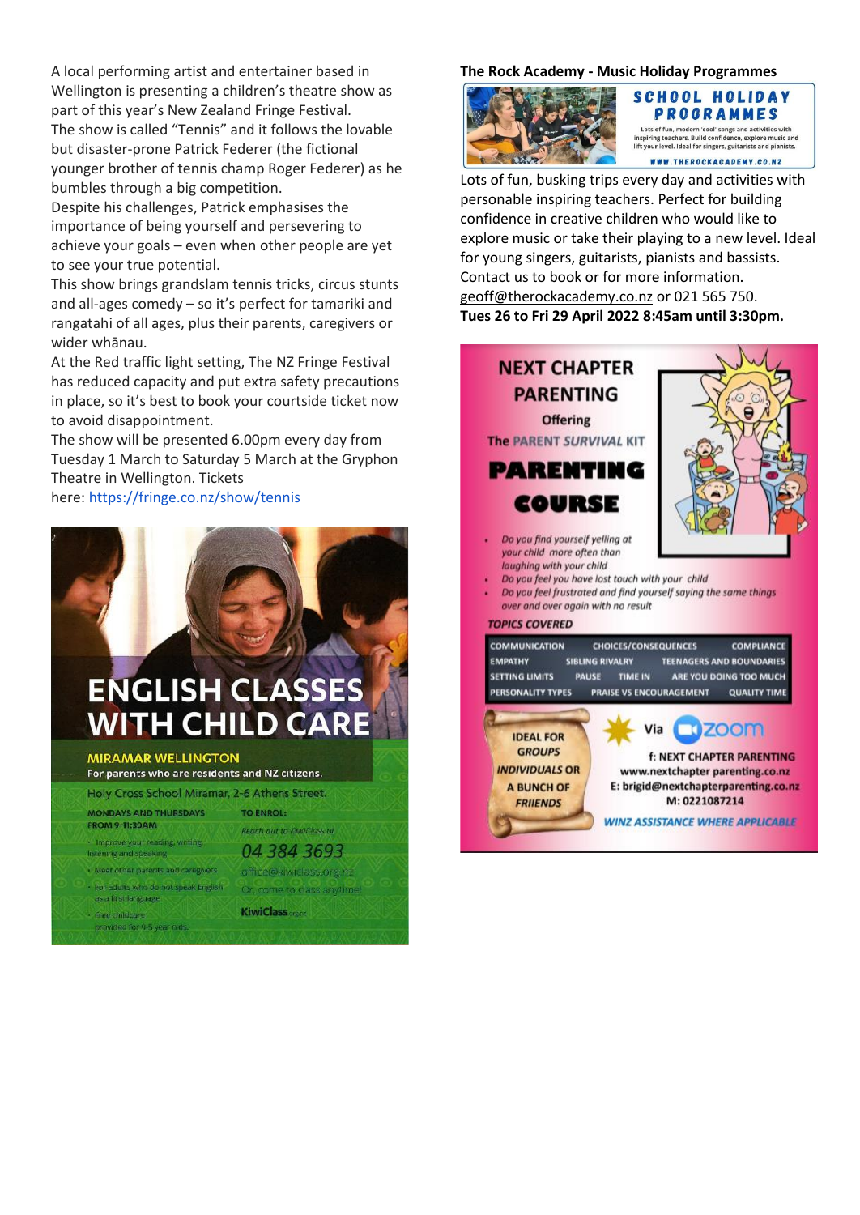A local performing artist and entertainer based in Wellington is presenting a children's theatre show as part of this year's New Zealand Fringe Festival.

The show is called "Tennis" and it follows the lovable but disaster-prone Patrick Federer (the fictional younger brother of tennis champ Roger Federer) as he bumbles through a big competition.

Despite his challenges, Patrick emphasises the importance of being yourself and persevering to achieve your goals – even when other people are yet to see your true potential.

This show brings grandslam tennis tricks, circus stunts and all-ages comedy – so it's perfect for tamariki and rangatahi of all ages, plus their parents, caregivers or wider whānau.

At the Red traffic light setting, The NZ Fringe Festival has reduced capacity and put extra safety precautions in place, so it's best to book your courtside ticket now to avoid disappointment.

The show will be presented 6.00pm every day from Tuesday 1 March to Saturday 5 March at the Gryphon Theatre in Wellington. Tickets here: https://fringe.co.nz/show/tennis

# ENGLISH CLASSES WITH CHILD CARE

**MIRAMAR WELLINGTON**

For parents who are residents and NZ citizens.

Holy Cross School Miramar, 2-6 Athens Street.

MONDAYS AND THURSDAYS FROM 9-11:30AM

- Improve your reading, writing, listening and speaking
- Meet other parents and caregivers
- For adults who do not speak English as a first language
- Free childcare provided for 0-5 year olds

TO ENROL:

Reach out to KiwiClass at

04 384 3693

office@kiwiclass.org.nz

Or, come to class anytime!

KiwiClass.org.nz

**The Rock Academy - Music Holiday Programmes**

SCHOOL HOLIDAY PROGRAMMES

Lots of fun, modern 'cool' songs and activities with inspiring teachers. Build confidence, explore music and lift your level. Ideal for singers, guitarists and pianists.

WWW.THEROCKACADEMY.CO.NZ

Lots of fun, busking trips every day and activities with personable inspiring teachers. Perfect for building confidence in creative children who would like to explore music or take their playing to a new level. Ideal for young singers, guitarists, pianists and bassists. Contact us to book or for more information. geoff@therockacademy.co.nz or 021 565 750.

**Tues 26 to Fri 29 April 2022 8:45am until 3:30pm.**

# NEXT CHAPTER PARENTING

Offering

The PARENT *SURVIVAL* KIT

# PARENTING COURSE

- *Do you find yourself yelling at your child more often than laughing with your child*
- *Do you feel you have lost touch with your child*
- *Do you feel frustrated and find yourself saying the same things over and over again with no result*

***TOPICS COVERED***

| | | |
|---|---|---|
| COMMUNICATION | CHOICES/CONSEQUENCES | COMPLIANCE |
| EMPATHY | SIBLING RIVALRY | TEENAGERS AND BOUNDARIES |
| SETTING LIMITS | PAUSE TIME IN | ARE YOU DOING TOO MUCH |
| PERSONALITY TYPES | PRAISE VS ENCOURAGEMENT | QUALITY TIME |

IDEAL FOR GROUPS *INDIVIDUALS* OR A BUNCH OF *FRIENDS*

Via zoom

f: NEXT CHAPTER PARENTING

www.nextchapter parenting.co.nz

E: brigid@nextchapterparenting.co.nz

M: 0221087214

*WINZ ASSISTANCE WHERE APPLICABLE*